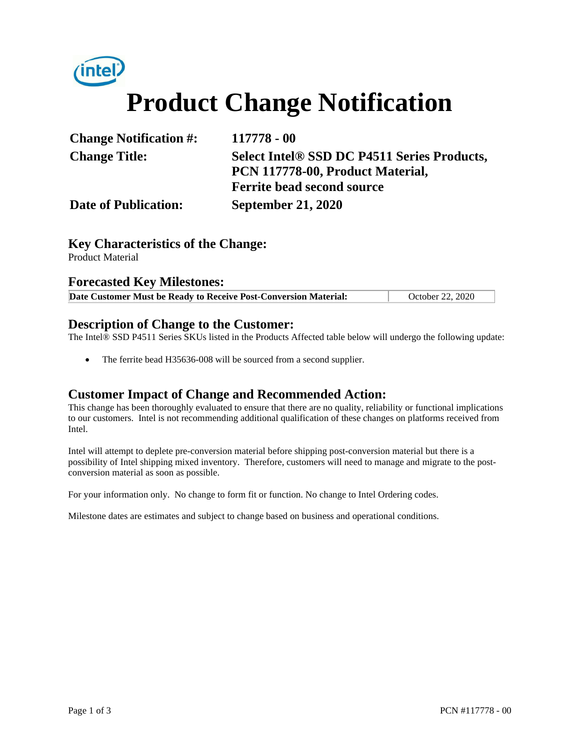# Product Change Notification

| | |
|---|---|
| **Change Notification #:** | **117778 - 00** |
| **Change Title:** | **Select Intel® SSD DC P4511 Series Products, PCN 117778-00, Product Material, Ferrite bead second source** |
| **Date of Publication:** | **September 21, 2020** |

## Key Characteristics of the Change:

Product Material

## Forecasted Key Milestones:

| **Date Customer Must be Ready to Receive Post-Conversion Material:** | October 22, 2020 |
|---|---|

## Description of Change to the Customer:

The Intel® SSD P4511 Series SKUs listed in the Products Affected table below will undergo the following update:

- The ferrite bead H35636-008 will be sourced from a second supplier.

## Customer Impact of Change and Recommended Action:

This change has been thoroughly evaluated to ensure that there are no quality, reliability or functional implications to our customers. Intel is not recommending additional qualification of these changes on platforms received from Intel.

Intel will attempt to deplete pre-conversion material before shipping post-conversion material but there is a possibility of Intel shipping mixed inventory. Therefore, customers will need to manage and migrate to the post-conversion material as soon as possible.

For your information only. No change to form fit or function. No change to Intel Ordering codes.

Milestone dates are estimates and subject to change based on business and operational conditions.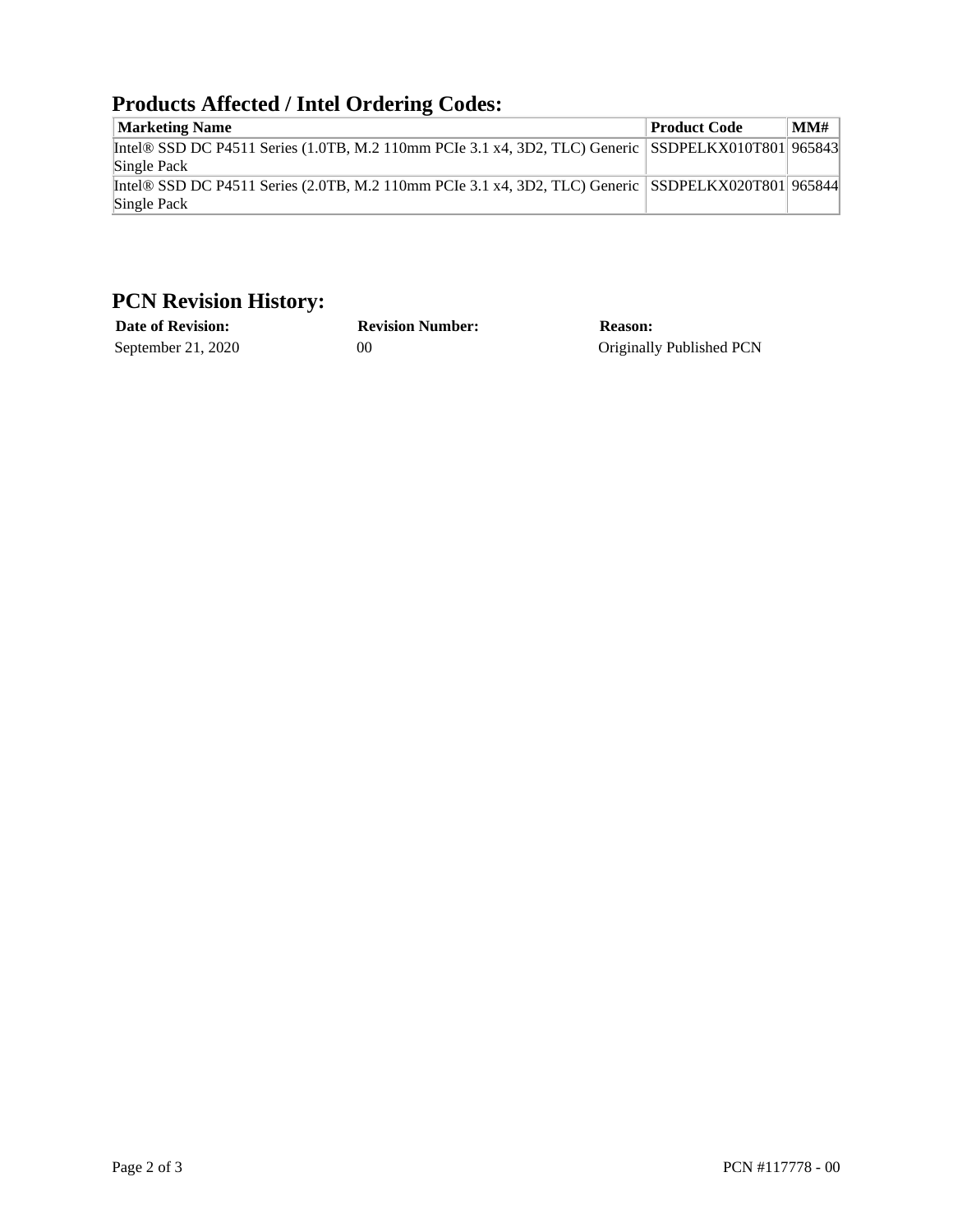## Products Affected / Intel Ordering Codes:

| Marketing Name | Product Code | MM# |
|---|---|---|
| Intel® SSD DC P4511 Series (1.0TB, M.2 110mm PCIe 3.1 x4, 3D2, TLC) Generic Single Pack | SSDPELKX010T801 | 965843 |
| Intel® SSD DC P4511 Series (2.0TB, M.2 110mm PCIe 3.1 x4, 3D2, TLC) Generic Single Pack | SSDPELKX020T801 | 965844 |

## PCN Revision History:

| Date of Revision: | Revision Number: | Reason: |
|---|---|---|
| September 21, 2020 | 00 | Originally Published PCN |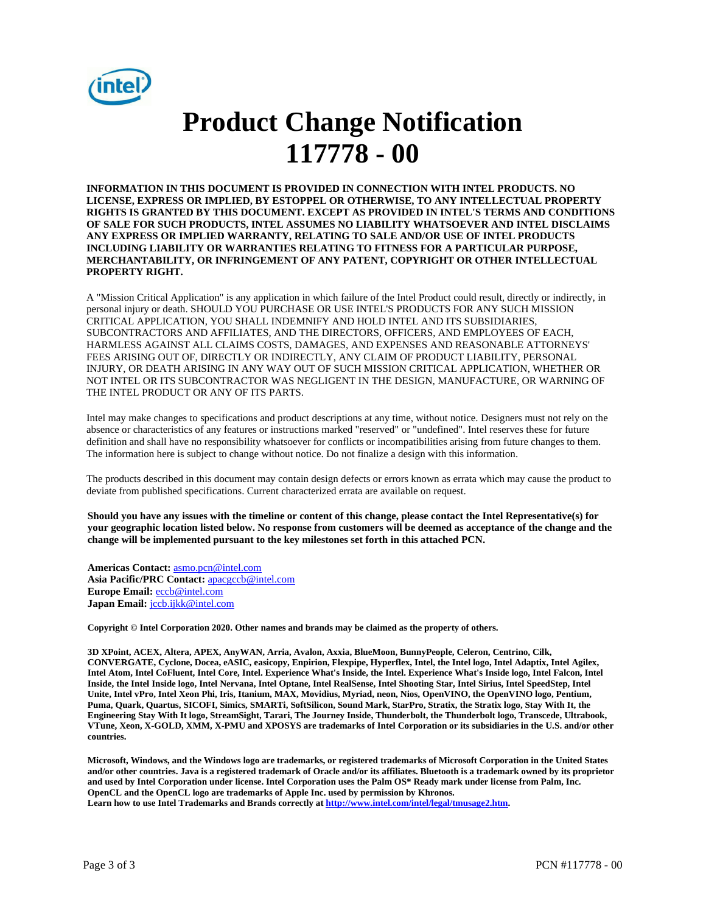# Product Change Notification 117778 - 00

**INFORMATION IN THIS DOCUMENT IS PROVIDED IN CONNECTION WITH INTEL PRODUCTS. NO LICENSE, EXPRESS OR IMPLIED, BY ESTOPPEL OR OTHERWISE, TO ANY INTELLECTUAL PROPERTY RIGHTS IS GRANTED BY THIS DOCUMENT. EXCEPT AS PROVIDED IN INTEL'S TERMS AND CONDITIONS OF SALE FOR SUCH PRODUCTS, INTEL ASSUMES NO LIABILITY WHATSOEVER AND INTEL DISCLAIMS ANY EXPRESS OR IMPLIED WARRANTY, RELATING TO SALE AND/OR USE OF INTEL PRODUCTS INCLUDING LIABILITY OR WARRANTIES RELATING TO FITNESS FOR A PARTICULAR PURPOSE, MERCHANTABILITY, OR INFRINGEMENT OF ANY PATENT, COPYRIGHT OR OTHER INTELLECTUAL PROPERTY RIGHT.**

A "Mission Critical Application" is any application in which failure of the Intel Product could result, directly or indirectly, in personal injury or death. SHOULD YOU PURCHASE OR USE INTEL'S PRODUCTS FOR ANY SUCH MISSION CRITICAL APPLICATION, YOU SHALL INDEMNIFY AND HOLD INTEL AND ITS SUBSIDIARIES, SUBCONTRACTORS AND AFFILIATES, AND THE DIRECTORS, OFFICERS, AND EMPLOYEES OF EACH, HARMLESS AGAINST ALL CLAIMS COSTS, DAMAGES, AND EXPENSES AND REASONABLE ATTORNEYS' FEES ARISING OUT OF, DIRECTLY OR INDIRECTLY, ANY CLAIM OF PRODUCT LIABILITY, PERSONAL INJURY, OR DEATH ARISING IN ANY WAY OUT OF SUCH MISSION CRITICAL APPLICATION, WHETHER OR NOT INTEL OR ITS SUBCONTRACTOR WAS NEGLIGENT IN THE DESIGN, MANUFACTURE, OR WARNING OF THE INTEL PRODUCT OR ANY OF ITS PARTS.

Intel may make changes to specifications and product descriptions at any time, without notice. Designers must not rely on the absence or characteristics of any features or instructions marked "reserved" or "undefined". Intel reserves these for future definition and shall have no responsibility whatsoever for conflicts or incompatibilities arising from future changes to them. The information here is subject to change without notice. Do not finalize a design with this information.

The products described in this document may contain design defects or errors known as errata which may cause the product to deviate from published specifications. Current characterized errata are available on request.

**Should you have any issues with the timeline or content of this change, please contact the Intel Representative(s) for your geographic location listed below. No response from customers will be deemed as acceptance of the change and the change will be implemented pursuant to the key milestones set forth in this attached PCN.**

**Americas Contact:** asmo.pcn@intel.com
**Asia Pacific/PRC Contact:** apacgccb@intel.com
**Europe Email:** eccb@intel.com
**Japan Email:** jccb.ijkk@intel.com

**Copyright © Intel Corporation 2020. Other names and brands may be claimed as the property of others.**

**3D XPoint, ACEX, Altera, APEX, AnyWAN, Arria, Avalon, Axxia, BlueMoon, BunnyPeople, Celeron, Centrino, Cilk, CONVERGATE, Cyclone, Docea, eASIC, easicopy, Enpirion, Flexpipe, Hyperflex, Intel, the Intel logo, Intel Adaptix, Intel Agilex, Intel Atom, Intel CoFluent, Intel Core, Intel. Experience What's Inside, the Intel. Experience What's Inside logo, Intel Falcon, Intel Inside, the Intel Inside logo, Intel Nervana, Intel Optane, Intel RealSense, Intel Shooting Star, Intel Sirius, Intel SpeedStep, Intel Unite, Intel vPro, Intel Xeon Phi, Iris, Itanium, MAX, Movidius, Myriad, neon, Nios, OpenVINO, the OpenVINO logo, Pentium, Puma, Quark, Quartus, SICOFI, Simics, SMARTi, SoftSilicon, Sound Mark, StarPro, Stratix, the Stratix logo, Stay With It, the Engineering Stay With It logo, StreamSight, Tarari, The Journey Inside, Thunderbolt, the Thunderbolt logo, Transcede, Ultrabook, VTune, Xeon, X-GOLD, XMM, X-PMU and XPOSYS are trademarks of Intel Corporation or its subsidiaries in the U.S. and/or other countries.**

**Microsoft, Windows, and the Windows logo are trademarks, or registered trademarks of Microsoft Corporation in the United States and/or other countries. Java is a registered trademark of Oracle and/or its affiliates. Bluetooth is a trademark owned by its proprietor and used by Intel Corporation under license. Intel Corporation uses the Palm OS* Ready mark under license from Palm, Inc. OpenCL and the OpenCL logo are trademarks of Apple Inc. used by permission by Khronos.**
**Learn how to use Intel Trademarks and Brands correctly at http://www.intel.com/intel/legal/tmusage2.htm.**